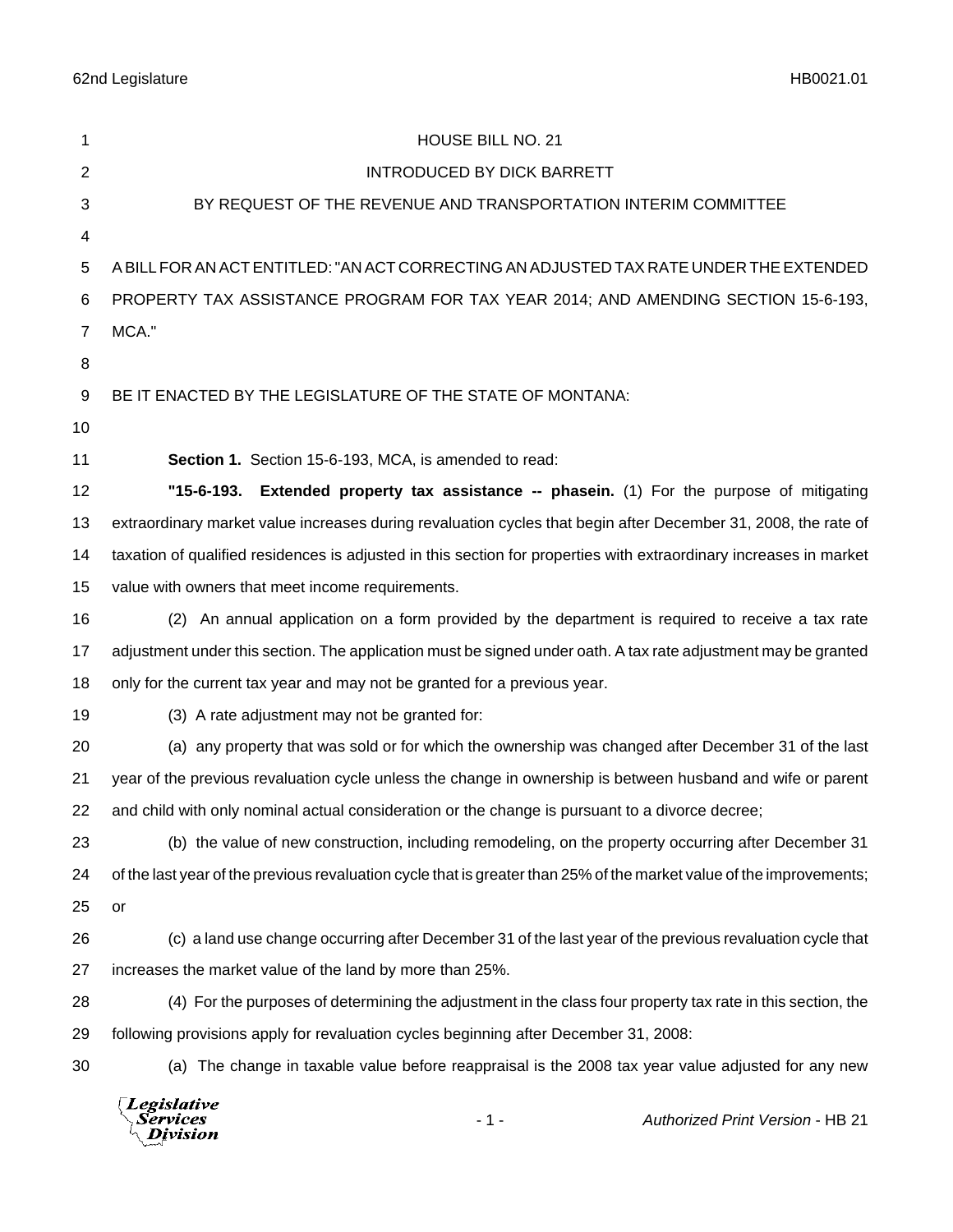# HOUSE BILL NO. 21

INTRODUCED BY DICK BARRETT

BY REQUEST OF THE REVENUE AND TRANSPORTATION INTERIM COMMITTEE

A BILL FOR AN ACT ENTITLED: "AN ACT CORRECTING AN ADJUSTED TAX RATE UNDER THE EXTENDED PROPERTY TAX ASSISTANCE PROGRAM FOR TAX YEAR 2014; AND AMENDING SECTION 15-6-193, MCA."

BE IT ENACTED BY THE LEGISLATURE OF THE STATE OF MONTANA:

**Section 1.** Section 15-6-193, MCA, is amended to read:

**"15-6-193. Extended property tax assistance -- phasein.** (1) For the purpose of mitigating extraordinary market value increases during revaluation cycles that begin after December 31, 2008, the rate of taxation of qualified residences is adjusted in this section for properties with extraordinary increases in market value with owners that meet income requirements.

(2) An annual application on a form provided by the department is required to receive a tax rate adjustment under this section. The application must be signed under oath. A tax rate adjustment may be granted only for the current tax year and may not be granted for a previous year.

(3) A rate adjustment may not be granted for:

(a) any property that was sold or for which the ownership was changed after December 31 of the last year of the previous revaluation cycle unless the change in ownership is between husband and wife or parent and child with only nominal actual consideration or the change is pursuant to a divorce decree;

(b) the value of new construction, including remodeling, on the property occurring after December 31 of the last year of the previous revaluation cycle that is greater than 25% of the market value of the improvements; or

(c) a land use change occurring after December 31 of the last year of the previous revaluation cycle that increases the market value of the land by more than 25%.

(4) For the purposes of determining the adjustment in the class four property tax rate in this section, the following provisions apply for revaluation cycles beginning after December 31, 2008:

(a) The change in taxable value before reappraisal is the 2008 tax year value adjusted for any new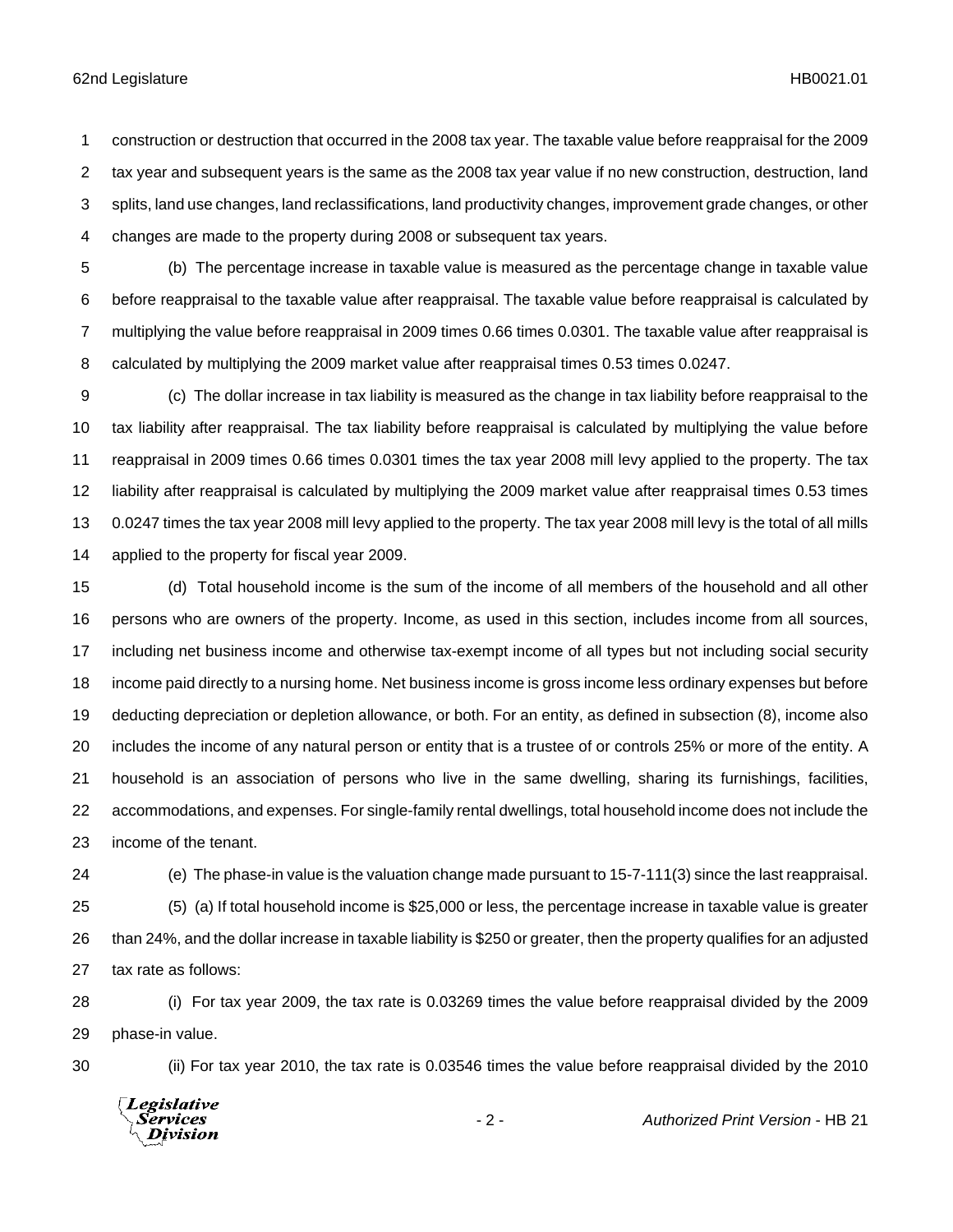construction or destruction that occurred in the 2008 tax year. The taxable value before reappraisal for the 2009 tax year and subsequent years is the same as the 2008 tax year value if no new construction, destruction, land splits, land use changes, land reclassifications, land productivity changes, improvement grade changes, or other changes are made to the property during 2008 or subsequent tax years.

(b) The percentage increase in taxable value is measured as the percentage change in taxable value before reappraisal to the taxable value after reappraisal. The taxable value before reappraisal is calculated by multiplying the value before reappraisal in 2009 times 0.66 times 0.0301. The taxable value after reappraisal is calculated by multiplying the 2009 market value after reappraisal times 0.53 times 0.0247.

(c) The dollar increase in tax liability is measured as the change in tax liability before reappraisal to the tax liability after reappraisal. The tax liability before reappraisal is calculated by multiplying the value before reappraisal in 2009 times 0.66 times 0.0301 times the tax year 2008 mill levy applied to the property. The tax liability after reappraisal is calculated by multiplying the 2009 market value after reappraisal times 0.53 times 0.0247 times the tax year 2008 mill levy applied to the property. The tax year 2008 mill levy is the total of all mills applied to the property for fiscal year 2009.

(d) Total household income is the sum of the income of all members of the household and all other persons who are owners of the property. Income, as used in this section, includes income from all sources, including net business income and otherwise tax-exempt income of all types but not including social security income paid directly to a nursing home. Net business income is gross income less ordinary expenses but before deducting depreciation or depletion allowance, or both. For an entity, as defined in subsection (8), income also includes the income of any natural person or entity that is a trustee of or controls 25% or more of the entity. A household is an association of persons who live in the same dwelling, sharing its furnishings, facilities, accommodations, and expenses. For single-family rental dwellings, total household income does not include the income of the tenant.

(e) The phase-in value is the valuation change made pursuant to 15-7-111(3) since the last reappraisal.

(5) (a) If total household income is $25,000 or less, the percentage increase in taxable value is greater than 24%, and the dollar increase in taxable liability is $250 or greater, then the property qualifies for an adjusted tax rate as follows:

(i) For tax year 2009, the tax rate is 0.03269 times the value before reappraisal divided by the 2009 phase-in value.

(ii) For tax year 2010, the tax rate is 0.03546 times the value before reappraisal divided by the 2010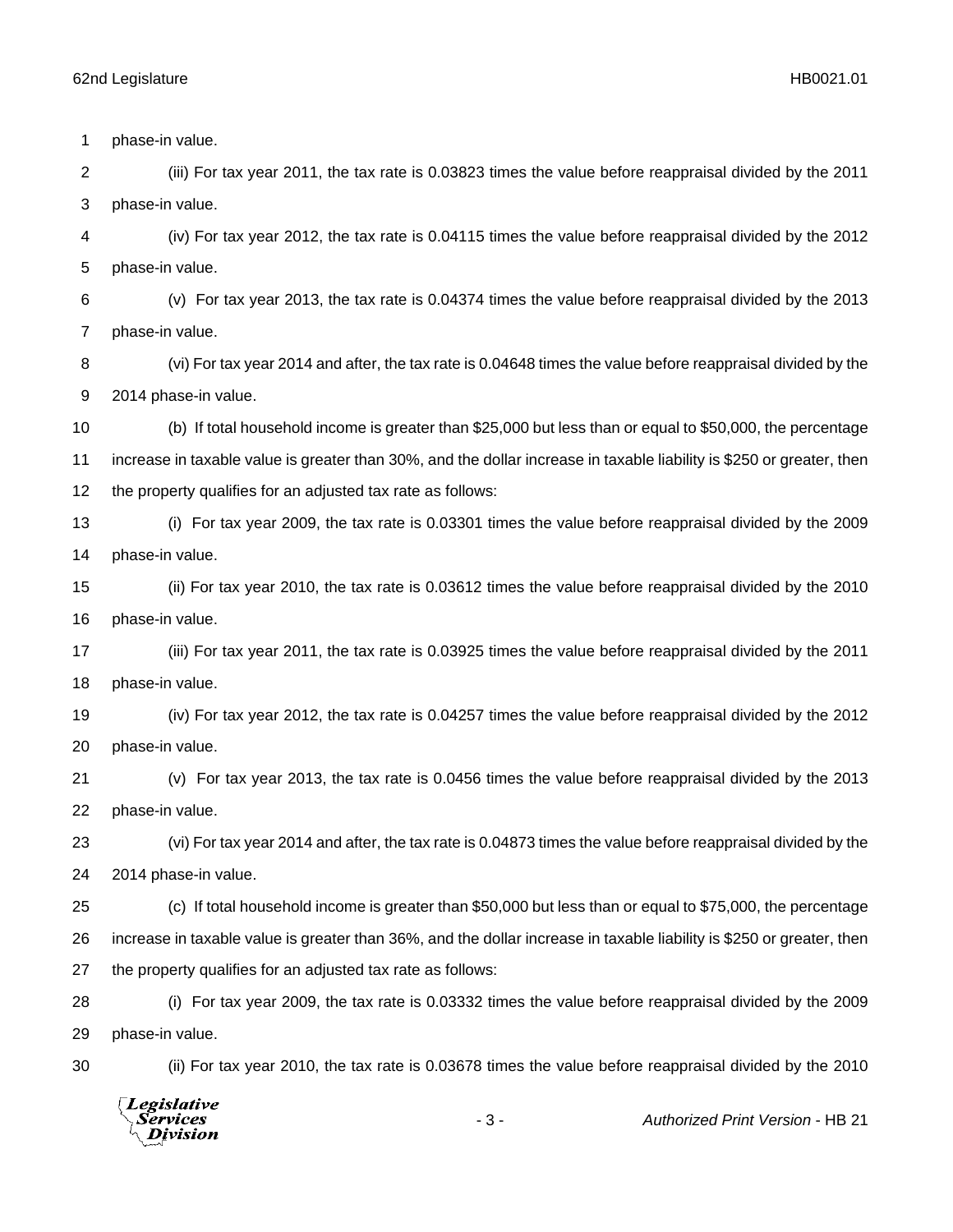phase-in value.

(iii) For tax year 2011, the tax rate is 0.03823 times the value before reappraisal divided by the 2011 phase-in value.

(iv) For tax year 2012, the tax rate is 0.04115 times the value before reappraisal divided by the 2012 phase-in value.

(v) For tax year 2013, the tax rate is 0.04374 times the value before reappraisal divided by the 2013 phase-in value.

(vi) For tax year 2014 and after, the tax rate is 0.04648 times the value before reappraisal divided by the 2014 phase-in value.

(b) If total household income is greater than $25,000 but less than or equal to $50,000, the percentage increase in taxable value is greater than 30%, and the dollar increase in taxable liability is $250 or greater, then the property qualifies for an adjusted tax rate as follows:

(i) For tax year 2009, the tax rate is 0.03301 times the value before reappraisal divided by the 2009 phase-in value.

(ii) For tax year 2010, the tax rate is 0.03612 times the value before reappraisal divided by the 2010 phase-in value.

(iii) For tax year 2011, the tax rate is 0.03925 times the value before reappraisal divided by the 2011 phase-in value.

(iv) For tax year 2012, the tax rate is 0.04257 times the value before reappraisal divided by the 2012 phase-in value.

(v) For tax year 2013, the tax rate is 0.0456 times the value before reappraisal divided by the 2013 phase-in value.

(vi) For tax year 2014 and after, the tax rate is 0.04873 times the value before reappraisal divided by the 2014 phase-in value.

(c) If total household income is greater than $50,000 but less than or equal to $75,000, the percentage increase in taxable value is greater than 36%, and the dollar increase in taxable liability is $250 or greater, then the property qualifies for an adjusted tax rate as follows:

(i) For tax year 2009, the tax rate is 0.03332 times the value before reappraisal divided by the 2009 phase-in value.

(ii) For tax year 2010, the tax rate is 0.03678 times the value before reappraisal divided by the 2010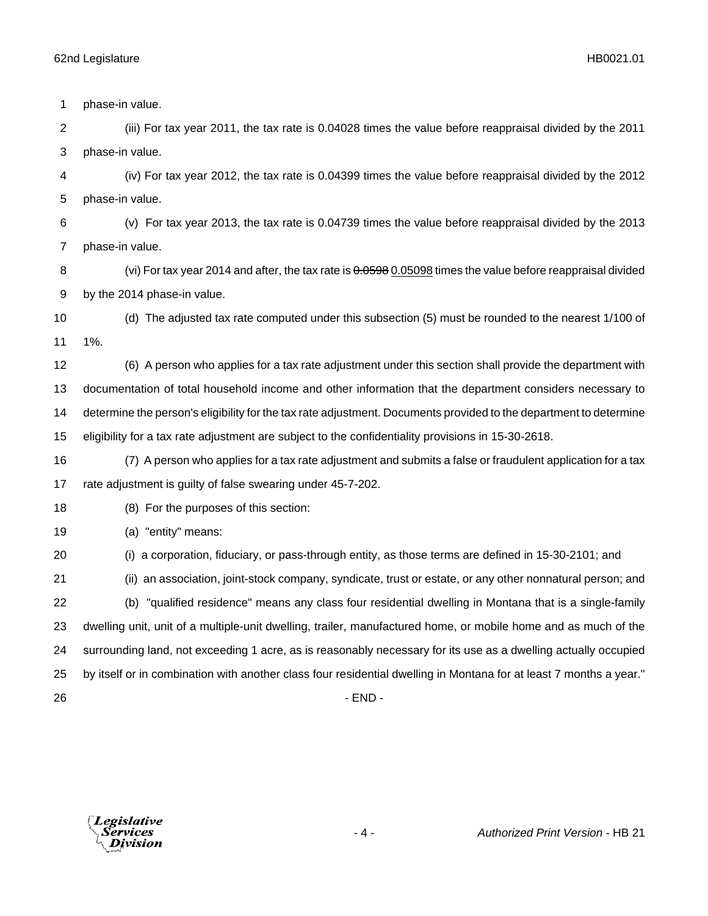phase-in value.

(iii) For tax year 2011, the tax rate is 0.04028 times the value before reappraisal divided by the 2011 phase-in value.

(iv) For tax year 2012, the tax rate is 0.04399 times the value before reappraisal divided by the 2012 phase-in value.

(v) For tax year 2013, the tax rate is 0.04739 times the value before reappraisal divided by the 2013 phase-in value.

(vi) For tax year 2014 and after, the tax rate is ~~0.0598~~ <u>0.05098</u> times the value before reappraisal divided by the 2014 phase-in value.

(d) The adjusted tax rate computed under this subsection (5) must be rounded to the nearest 1/100 of 1%.

(6) A person who applies for a tax rate adjustment under this section shall provide the department with documentation of total household income and other information that the department considers necessary to determine the person's eligibility for the tax rate adjustment. Documents provided to the department to determine eligibility for a tax rate adjustment are subject to the confidentiality provisions in 15-30-2618.

(7) A person who applies for a tax rate adjustment and submits a false or fraudulent application for a tax rate adjustment is guilty of false swearing under 45-7-202.

(8) For the purposes of this section:

(a) "entity" means:

(i) a corporation, fiduciary, or pass-through entity, as those terms are defined in 15-30-2101; and

(ii) an association, joint-stock company, syndicate, trust or estate, or any other nonnatural person; and

(b) "qualified residence" means any class four residential dwelling in Montana that is a single-family dwelling unit, unit of a multiple-unit dwelling, trailer, manufactured home, or mobile home and as much of the surrounding land, not exceeding 1 acre, as is reasonably necessary for its use as a dwelling actually occupied by itself or in combination with another class four residential dwelling in Montana for at least 7 months a year."

\- END -